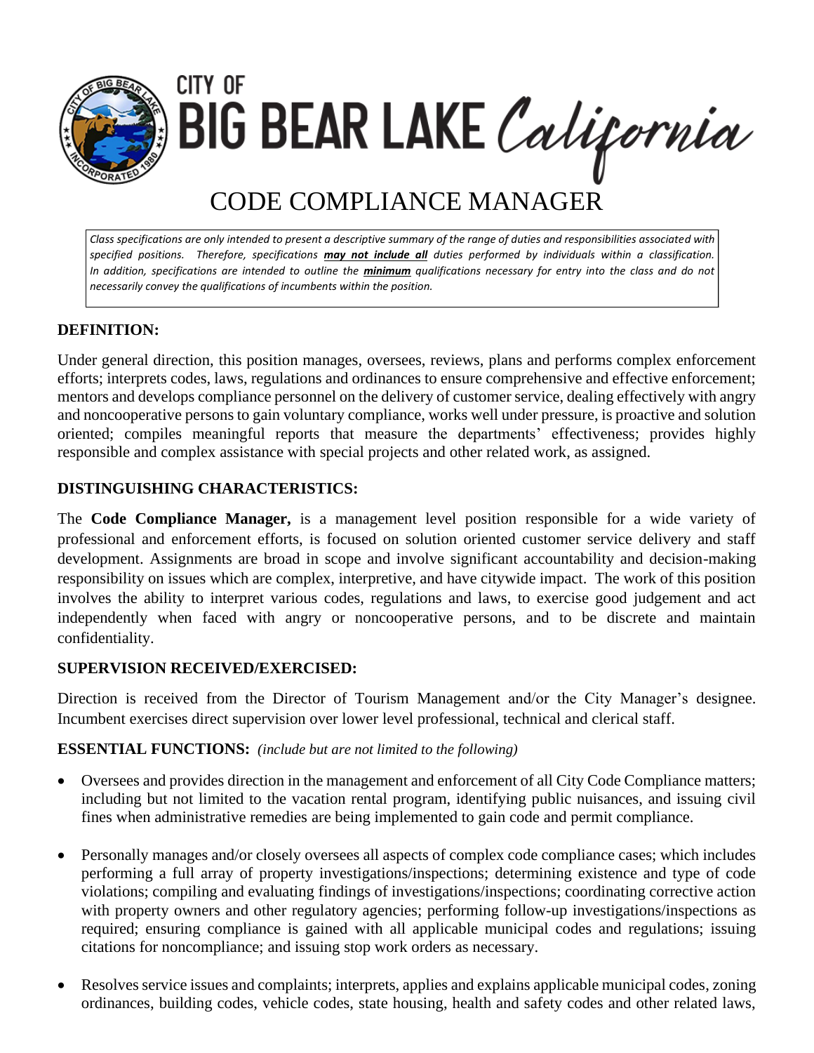# CITY OF BIG BEAR LAKE *California*

# CODE COMPLIANCE MANAGER

*Class specifications are only intended to present a descriptive summary of the range of duties and responsibilities associated with specified positions. Therefore, specifications* ***may not include all*** *duties performed by individuals within a classification. In addition, specifications are intended to outline the* ***minimum*** *qualifications necessary for entry into the class and do not necessarily convey the qualifications of incumbents within the position.*

## DEFINITION:

Under general direction, this position manages, oversees, reviews, plans and performs complex enforcement efforts; interprets codes, laws, regulations and ordinances to ensure comprehensive and effective enforcement; mentors and develops compliance personnel on the delivery of customer service, dealing effectively with angry and noncooperative persons to gain voluntary compliance, works well under pressure, is proactive and solution oriented; compiles meaningful reports that measure the departments' effectiveness; provides highly responsible and complex assistance with special projects and other related work, as assigned.

## DISTINGUISHING CHARACTERISTICS:

The **Code Compliance Manager,** is a management level position responsible for a wide variety of professional and enforcement efforts, is focused on solution oriented customer service delivery and staff development. Assignments are broad in scope and involve significant accountability and decision-making responsibility on issues which are complex, interpretive, and have citywide impact. The work of this position involves the ability to interpret various codes, regulations and laws, to exercise good judgement and act independently when faced with angry or noncooperative persons, and to be discrete and maintain confidentiality.

## SUPERVISION RECEIVED/EXERCISED:

Direction is received from the Director of Tourism Management and/or the City Manager's designee. Incumbent exercises direct supervision over lower level professional, technical and clerical staff.

## ESSENTIAL FUNCTIONS: *(include but are not limited to the following)*

- Oversees and provides direction in the management and enforcement of all City Code Compliance matters; including but not limited to the vacation rental program, identifying public nuisances, and issuing civil fines when administrative remedies are being implemented to gain code and permit compliance.
- Personally manages and/or closely oversees all aspects of complex code compliance cases; which includes performing a full array of property investigations/inspections; determining existence and type of code violations; compiling and evaluating findings of investigations/inspections; coordinating corrective action with property owners and other regulatory agencies; performing follow-up investigations/inspections as required; ensuring compliance is gained with all applicable municipal codes and regulations; issuing citations for noncompliance; and issuing stop work orders as necessary.
- Resolves service issues and complaints; interprets, applies and explains applicable municipal codes, zoning ordinances, building codes, vehicle codes, state housing, health and safety codes and other related laws,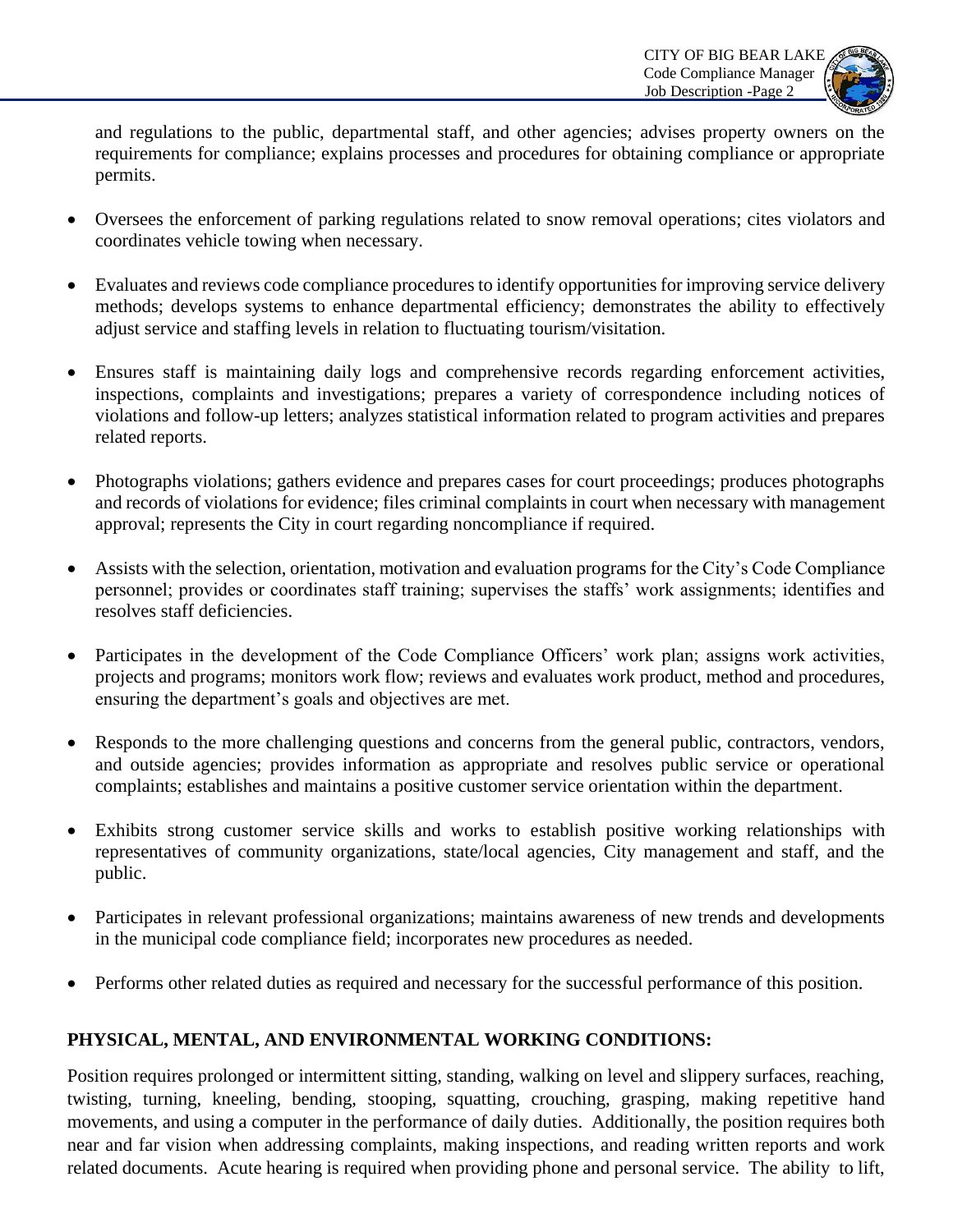and regulations to the public, departmental staff, and other agencies; advises property owners on the requirements for compliance; explains processes and procedures for obtaining compliance or appropriate permits.

- Oversees the enforcement of parking regulations related to snow removal operations; cites violators and coordinates vehicle towing when necessary.
- Evaluates and reviews code compliance procedures to identify opportunities for improving service delivery methods; develops systems to enhance departmental efficiency; demonstrates the ability to effectively adjust service and staffing levels in relation to fluctuating tourism/visitation.
- Ensures staff is maintaining daily logs and comprehensive records regarding enforcement activities, inspections, complaints and investigations; prepares a variety of correspondence including notices of violations and follow-up letters; analyzes statistical information related to program activities and prepares related reports.
- Photographs violations; gathers evidence and prepares cases for court proceedings; produces photographs and records of violations for evidence; files criminal complaints in court when necessary with management approval; represents the City in court regarding noncompliance if required.
- Assists with the selection, orientation, motivation and evaluation programs for the City's Code Compliance personnel; provides or coordinates staff training; supervises the staffs' work assignments; identifies and resolves staff deficiencies.
- Participates in the development of the Code Compliance Officers' work plan; assigns work activities, projects and programs; monitors work flow; reviews and evaluates work product, method and procedures, ensuring the department's goals and objectives are met.
- Responds to the more challenging questions and concerns from the general public, contractors, vendors, and outside agencies; provides information as appropriate and resolves public service or operational complaints; establishes and maintains a positive customer service orientation within the department.
- Exhibits strong customer service skills and works to establish positive working relationships with representatives of community organizations, state/local agencies, City management and staff, and the public.
- Participates in relevant professional organizations; maintains awareness of new trends and developments in the municipal code compliance field; incorporates new procedures as needed.
- Performs other related duties as required and necessary for the successful performance of this position.

## PHYSICAL, MENTAL, AND ENVIRONMENTAL WORKING CONDITIONS:

Position requires prolonged or intermittent sitting, standing, walking on level and slippery surfaces, reaching, twisting, turning, kneeling, bending, stooping, squatting, crouching, grasping, making repetitive hand movements, and using a computer in the performance of daily duties. Additionally, the position requires both near and far vision when addressing complaints, making inspections, and reading written reports and work related documents. Acute hearing is required when providing phone and personal service. The ability to lift,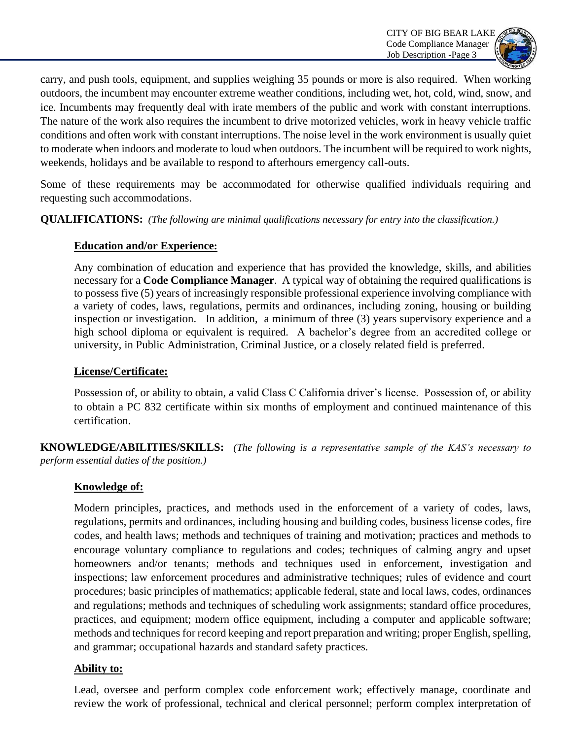carry, and push tools, equipment, and supplies weighing 35 pounds or more is also required. When working outdoors, the incumbent may encounter extreme weather conditions, including wet, hot, cold, wind, snow, and ice. Incumbents may frequently deal with irate members of the public and work with constant interruptions. The nature of the work also requires the incumbent to drive motorized vehicles, work in heavy vehicle traffic conditions and often work with constant interruptions. The noise level in the work environment is usually quiet to moderate when indoors and moderate to loud when outdoors. The incumbent will be required to work nights, weekends, holidays and be available to respond to afterhours emergency call-outs.

Some of these requirements may be accommodated for otherwise qualified individuals requiring and requesting such accommodations.

**QUALIFICATIONS:** *(The following are minimal qualifications necessary for entry into the classification.)*

**Education and/or Experience:**

Any combination of education and experience that has provided the knowledge, skills, and abilities necessary for a **Code Compliance Manager**. A typical way of obtaining the required qualifications is to possess five (5) years of increasingly responsible professional experience involving compliance with a variety of codes, laws, regulations, permits and ordinances, including zoning, housing or building inspection or investigation. In addition, a minimum of three (3) years supervisory experience and a high school diploma or equivalent is required. A bachelor's degree from an accredited college or university, in Public Administration, Criminal Justice, or a closely related field is preferred.

**License/Certificate:**

Possession of, or ability to obtain, a valid Class C California driver's license. Possession of, or ability to obtain a PC 832 certificate within six months of employment and continued maintenance of this certification.

**KNOWLEDGE/ABILITIES/SKILLS:** *(The following is a representative sample of the KAS's necessary to perform essential duties of the position.)*

**Knowledge of:**

Modern principles, practices, and methods used in the enforcement of a variety of codes, laws, regulations, permits and ordinances, including housing and building codes, business license codes, fire codes, and health laws; methods and techniques of training and motivation; practices and methods to encourage voluntary compliance to regulations and codes; techniques of calming angry and upset homeowners and/or tenants; methods and techniques used in enforcement, investigation and inspections; law enforcement procedures and administrative techniques; rules of evidence and court procedures; basic principles of mathematics; applicable federal, state and local laws, codes, ordinances and regulations; methods and techniques of scheduling work assignments; standard office procedures, practices, and equipment; modern office equipment, including a computer and applicable software; methods and techniques for record keeping and report preparation and writing; proper English, spelling, and grammar; occupational hazards and standard safety practices.

**Ability to:**

Lead, oversee and perform complex code enforcement work; effectively manage, coordinate and review the work of professional, technical and clerical personnel; perform complex interpretation of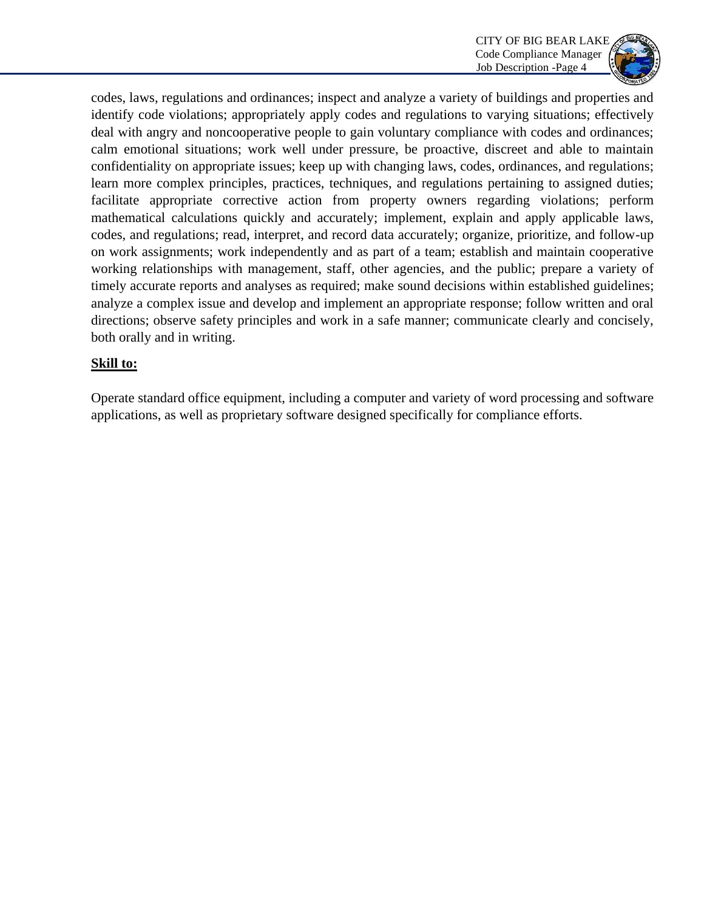codes, laws, regulations and ordinances; inspect and analyze a variety of buildings and properties and identify code violations; appropriately apply codes and regulations to varying situations; effectively deal with angry and noncooperative people to gain voluntary compliance with codes and ordinances; calm emotional situations; work well under pressure, be proactive, discreet and able to maintain confidentiality on appropriate issues; keep up with changing laws, codes, ordinances, and regulations; learn more complex principles, practices, techniques, and regulations pertaining to assigned duties; facilitate appropriate corrective action from property owners regarding violations; perform mathematical calculations quickly and accurately; implement, explain and apply applicable laws, codes, and regulations; read, interpret, and record data accurately; organize, prioritize, and follow-up on work assignments; work independently and as part of a team; establish and maintain cooperative working relationships with management, staff, other agencies, and the public; prepare a variety of timely accurate reports and analyses as required; make sound decisions within established guidelines; analyze a complex issue and develop and implement an appropriate response; follow written and oral directions; observe safety principles and work in a safe manner; communicate clearly and concisely, both orally and in writing.

**Skill to:**

Operate standard office equipment, including a computer and variety of word processing and software applications, as well as proprietary software designed specifically for compliance efforts.